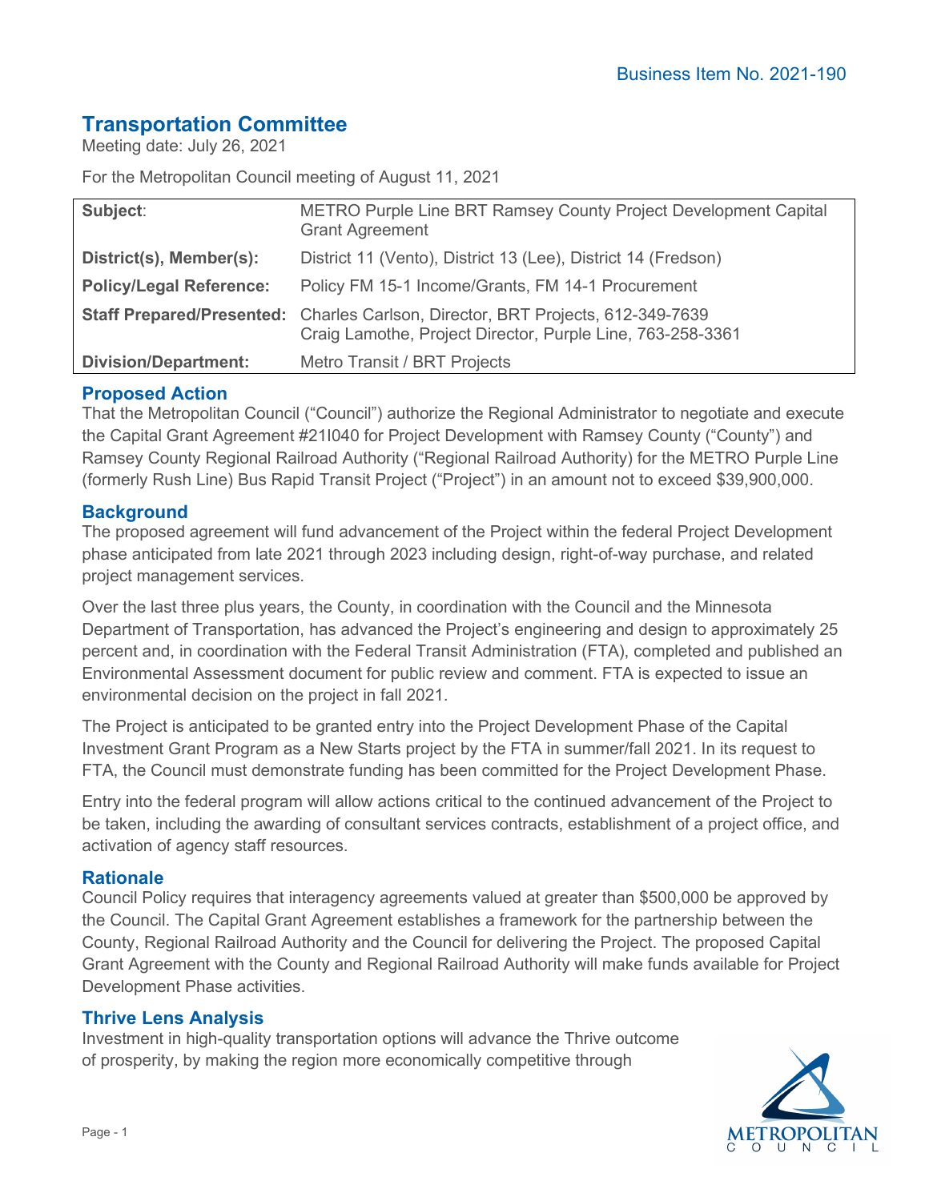Business Item No. 2021-190

# Transportation Committee

Meeting date: July 26, 2021

For the Metropolitan Council meeting of August 11, 2021

| | |
|---|---|
| **Subject**: | METRO Purple Line BRT Ramsey County Project Development Capital Grant Agreement |
| **District(s), Member(s):** | District 11 (Vento), District 13 (Lee), District 14 (Fredson) |
| **Policy/Legal Reference:** | Policy FM 15-1 Income/Grants, FM 14-1 Procurement |
| **Staff Prepared/Presented:** | Charles Carlson, Director, BRT Projects, 612-349-7639<br>Craig Lamothe, Project Director, Purple Line, 763-258-3361 |
| **Division/Department:** | Metro Transit / BRT Projects |

## Proposed Action

That the Metropolitan Council ("Council") authorize the Regional Administrator to negotiate and execute the Capital Grant Agreement #21I040 for Project Development with Ramsey County ("County") and Ramsey County Regional Railroad Authority ("Regional Railroad Authority) for the METRO Purple Line (formerly Rush Line) Bus Rapid Transit Project ("Project") in an amount not to exceed $39,900,000.

## Background

The proposed agreement will fund advancement of the Project within the federal Project Development phase anticipated from late 2021 through 2023 including design, right-of-way purchase, and related project management services.

Over the last three plus years, the County, in coordination with the Council and the Minnesota Department of Transportation, has advanced the Project's engineering and design to approximately 25 percent and, in coordination with the Federal Transit Administration (FTA), completed and published an Environmental Assessment document for public review and comment. FTA is expected to issue an environmental decision on the project in fall 2021.

The Project is anticipated to be granted entry into the Project Development Phase of the Capital Investment Grant Program as a New Starts project by the FTA in summer/fall 2021. In its request to FTA, the Council must demonstrate funding has been committed for the Project Development Phase.

Entry into the federal program will allow actions critical to the continued advancement of the Project to be taken, including the awarding of consultant services contracts, establishment of a project office, and activation of agency staff resources.

## Rationale

Council Policy requires that interagency agreements valued at greater than $500,000 be approved by the Council. The Capital Grant Agreement establishes a framework for the partnership between the County, Regional Railroad Authority and the Council for delivering the Project. The proposed Capital Grant Agreement with the County and Regional Railroad Authority will make funds available for Project Development Phase activities.

## Thrive Lens Analysis

Investment in high-quality transportation options will advance the Thrive outcome of prosperity, by making the region more economically competitive through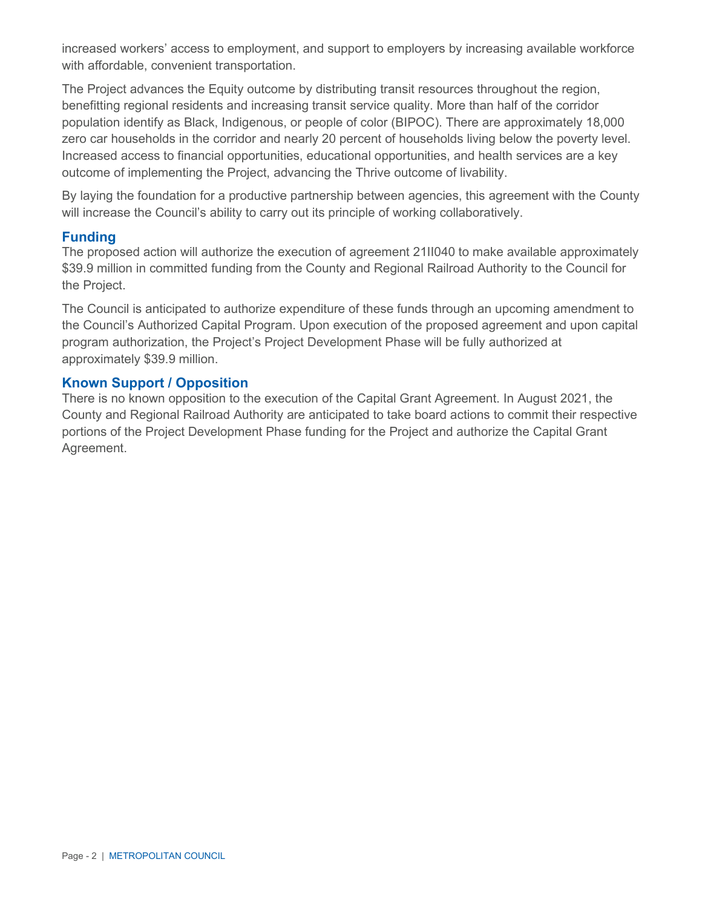increased workers' access to employment, and support to employers by increasing available workforce with affordable, convenient transportation.

The Project advances the Equity outcome by distributing transit resources throughout the region, benefitting regional residents and increasing transit service quality. More than half of the corridor population identify as Black, Indigenous, or people of color (BIPOC). There are approximately 18,000 zero car households in the corridor and nearly 20 percent of households living below the poverty level. Increased access to financial opportunities, educational opportunities, and health services are a key outcome of implementing the Project, advancing the Thrive outcome of livability.

By laying the foundation for a productive partnership between agencies, this agreement with the County will increase the Council's ability to carry out its principle of working collaboratively.

## Funding

The proposed action will authorize the execution of agreement 21I040 to make available approximately $39.9 million in committed funding from the County and Regional Railroad Authority to the Council for the Project.

The Council is anticipated to authorize expenditure of these funds through an upcoming amendment to the Council's Authorized Capital Program. Upon execution of the proposed agreement and upon capital program authorization, the Project's Project Development Phase will be fully authorized at approximately $39.9 million.

## Known Support / Opposition

There is no known opposition to the execution of the Capital Grant Agreement. In August 2021, the County and Regional Railroad Authority are anticipated to take board actions to commit their respective portions of the Project Development Phase funding for the Project and authorize the Capital Grant Agreement.